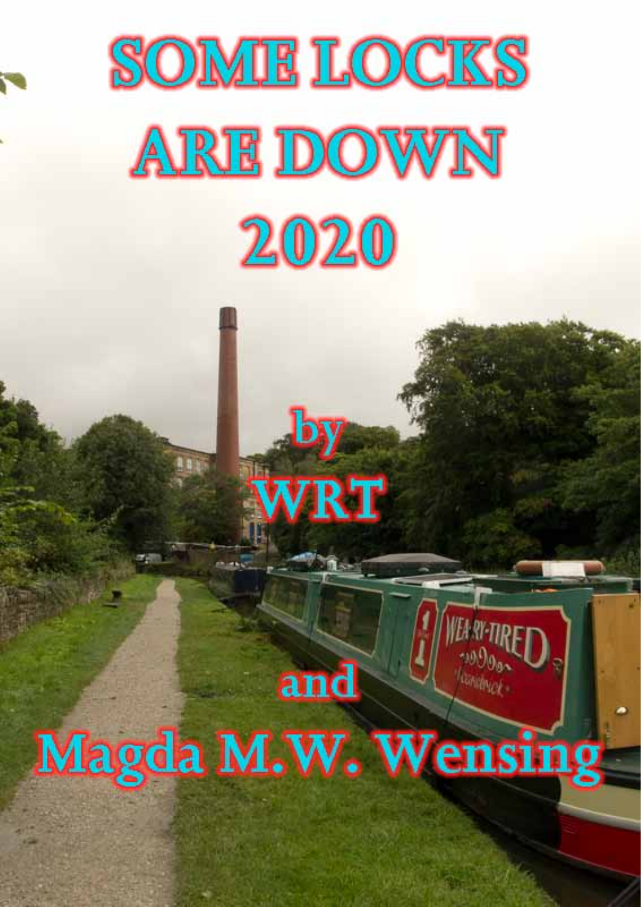# SOME LOCKS ARE DOWN 2020

by

WRT

and

Magda M.W. Wensing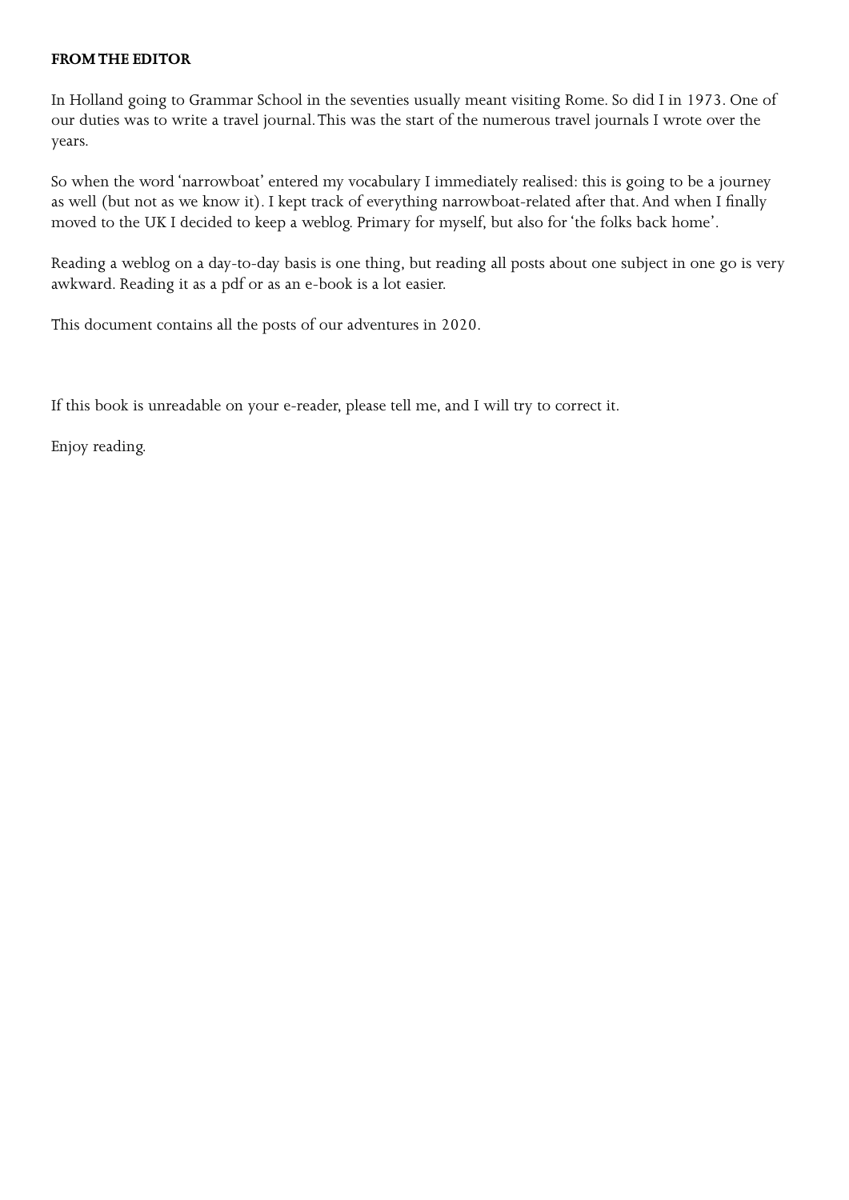**FROM THE EDITOR**

In Holland going to Grammar School in the seventies usually meant visiting Rome. So did I in 1973. One of our duties was to write a travel journal. This was the start of the numerous travel journals I wrote over the years.

So when the word 'narrowboat' entered my vocabulary I immediately realised: this is going to be a journey as well (but not as we know it). I kept track of everything narrowboat-related after that. And when I finally moved to the UK I decided to keep a weblog. Primary for myself, but also for 'the folks back home'.

Reading a weblog on a day-to-day basis is one thing, but reading all posts about one subject in one go is very awkward. Reading it as a pdf or as an e-book is a lot easier.

This document contains all the posts of our adventures in 2020.

If this book is unreadable on your e-reader, please tell me, and I will try to correct it.

Enjoy reading.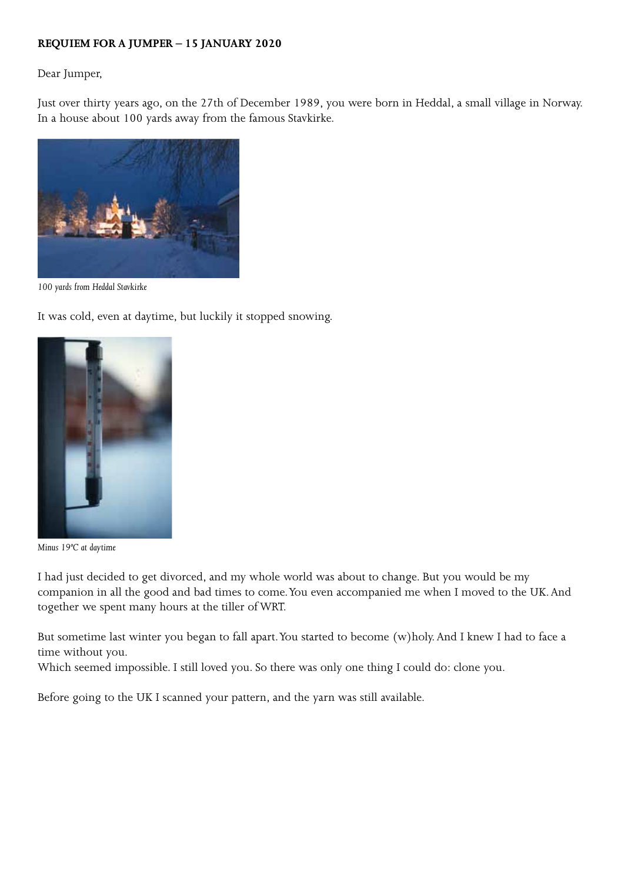**REQUIEM FOR A JUMPER – 15 JANUARY 2020**

Dear Jumper,

Just over thirty years ago, on the 27th of December 1989, you were born in Heddal, a small village in Norway. In a house about 100 yards away from the famous Stavkirke.

*100 yards from Heddal Stavkirke*

It was cold, even at daytime, but luckily it stopped snowing.

*Minus 19ºC at daytime*

I had just decided to get divorced, and my whole world was about to change. But you would be my companion in all the good and bad times to come. You even accompanied me when I moved to the UK. And together we spent many hours at the tiller of WRT.

But sometime last winter you began to fall apart. You started to become (w)holy. And I knew I had to face a time without you.
Which seemed impossible. I still loved you. So there was only one thing I could do: clone you.

Before going to the UK I scanned your pattern, and the yarn was still available.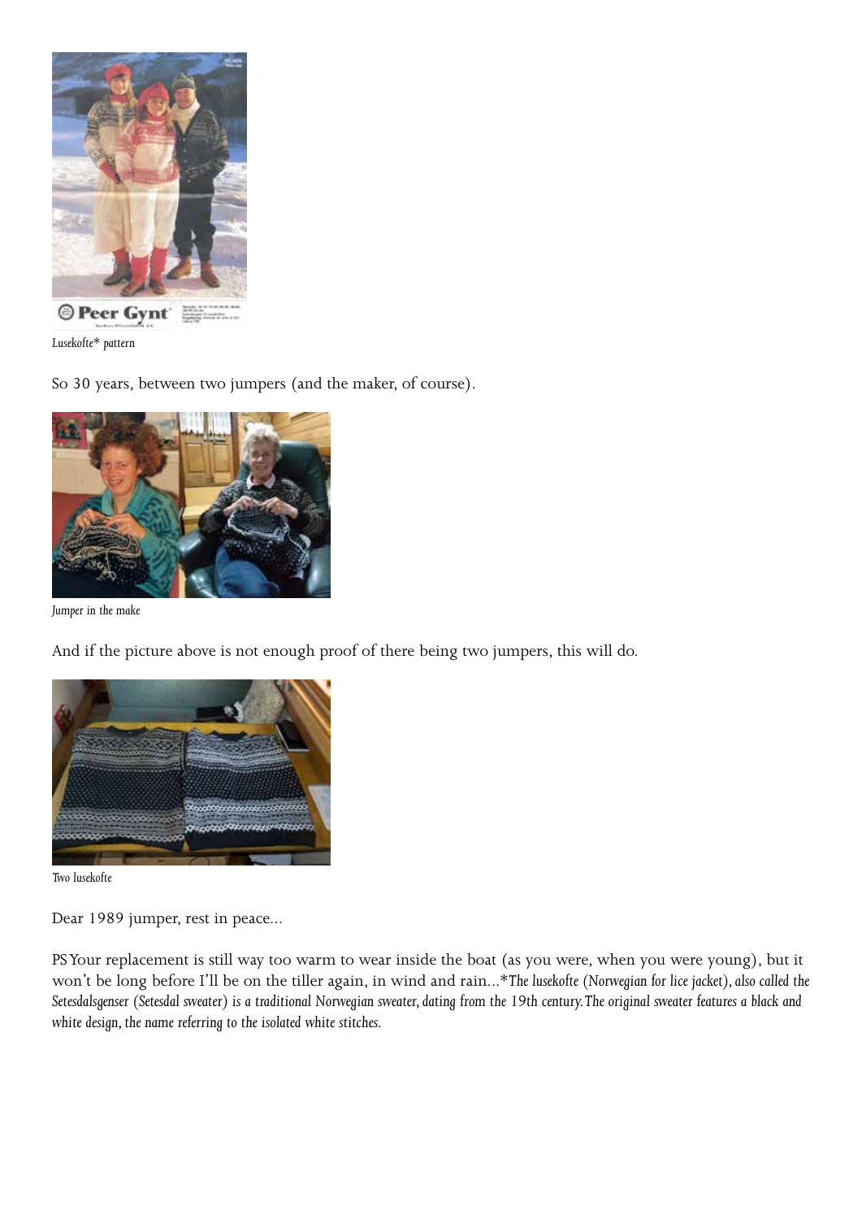*Lusekofte\* pattern*

So 30 years, between two jumpers (and the maker, of course).

*Jumper in the make*

And if the picture above is not enough proof of there being two jumpers, this will do.

*Two lusekofte*

Dear 1989 jumper, rest in peace...

PS Your replacement is still way too warm to wear inside the boat (as you were, when you were young), but it won't be long before I'll be on the tiller again, in wind and rain...*\*The lusekofte (Norwegian for lice jacket), also called the Setesdalsgenser (Setesdal sweater) is a traditional Norwegian sweater, dating from the 19th century. The original sweater features a black and white design, the name referring to the isolated white stitches.*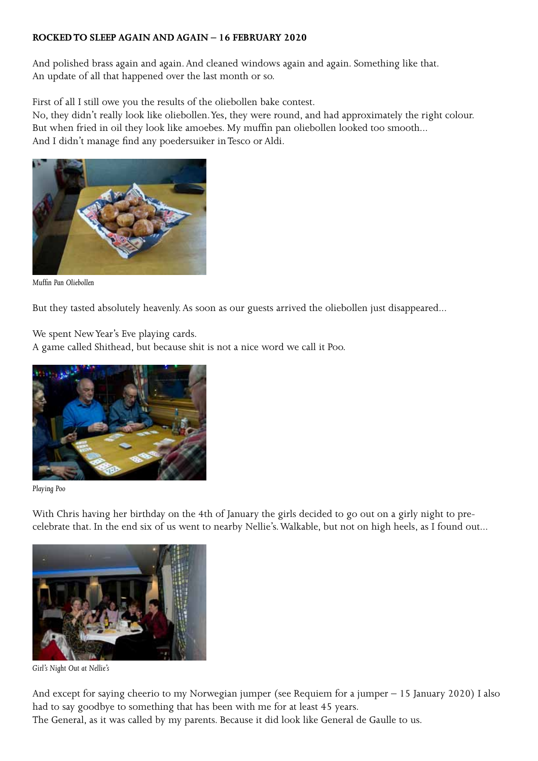**ROCKED TO SLEEP AGAIN AND AGAIN – 16 FEBRUARY 2020**

And polished brass again and again. And cleaned windows again and again. Something like that.
An update of all that happened over the last month or so.

First of all I still owe you the results of the oliebollen bake contest.
No, they didn't really look like oliebollen. Yes, they were round, and had approximately the right colour.
But when fried in oil they look like amoebes. My muffin pan oliebollen looked too smooth...
And I didn't manage find any poedersuiker in Tesco or Aldi.

*Muffin Pan Oliebollen*

But they tasted absolutely heavenly. As soon as our guests arrived the oliebollen just disappeared...

We spent New Year's Eve playing cards.
A game called Shithead, but because shit is not a nice word we call it Poo.

*Playing Poo*

With Chris having her birthday on the 4th of January the girls decided to go out on a girly night to pre-celebrate that. In the end six of us went to nearby Nellie's. Walkable, but not on high heels, as I found out...

*Girl's Night Out at Nellie's*

And except for saying cheerio to my Norwegian jumper (see Requiem for a jumper – 15 January 2020) I also had to say goodbye to something that has been with me for at least 45 years.
The General, as it was called by my parents. Because it did look like General de Gaulle to us.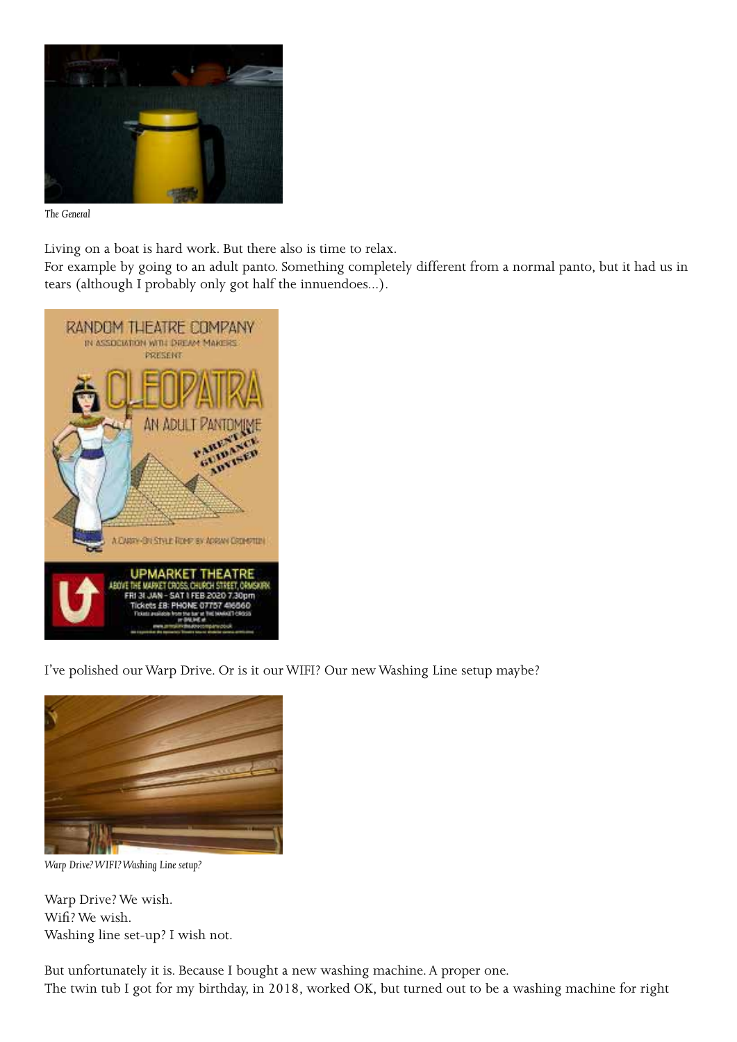*The General*

Living on a boat is hard work. But there also is time to relax.
For example by going to an adult panto. Something completely different from a normal panto, but it had us in tears (although I probably only got half the innuendoes...).

I've polished our Warp Drive. Or is it our WIFI? Our new Washing Line setup maybe?

*Warp Drive? WIFI? Washing Line setup?*

Warp Drive? We wish.
Wifi? We wish.
Washing line set-up? I wish not.

But unfortunately it is. Because I bought a new washing machine. A proper one.
The twin tub I got for my birthday, in 2018, worked OK, but turned out to be a washing machine for right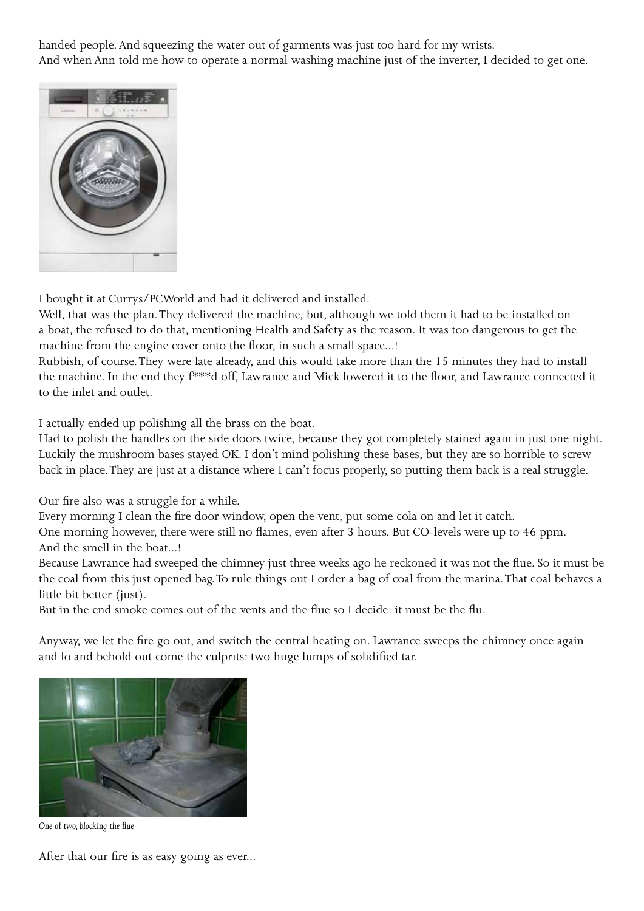handed people. And squeezing the water out of garments was just too hard for my wrists.
And when Ann told me how to operate a normal washing machine just of the inverter, I decided to get one.

I bought it at Currys/PCWorld and had it delivered and installed.
Well, that was the plan. They delivered the machine, but, although we told them it had to be installed on a boat, the refused to do that, mentioning Health and Safety as the reason. It was too dangerous to get the machine from the engine cover onto the floor, in such a small space...!
Rubbish, of course. They were late already, and this would take more than the 15 minutes they had to install the machine. In the end they f***d off, Lawrance and Mick lowered it to the floor, and Lawrance connected it to the inlet and outlet.

I actually ended up polishing all the brass on the boat.
Had to polish the handles on the side doors twice, because they got completely stained again in just one night. Luckily the mushroom bases stayed OK. I don't mind polishing these bases, but they are so horrible to screw back in place. They are just at a distance where I can't focus properly, so putting them back is a real struggle.

Our fire also was a struggle for a while.
Every morning I clean the fire door window, open the vent, put some cola on and let it catch.
One morning however, there were still no flames, even after 3 hours. But CO-levels were up to 46 ppm.
And the smell in the boat...!
Because Lawrance had sweeped the chimney just three weeks ago he reckoned it was not the flue. So it must be the coal from this just opened bag. To rule things out I order a bag of coal from the marina. That coal behaves a little bit better (just).
But in the end smoke comes out of the vents and the flue so I decide: it must be the flu.

Anyway, we let the fire go out, and switch the central heating on. Lawrance sweeps the chimney once again and lo and behold out come the culprits: two huge lumps of solidified tar.

*One of two, blocking the flue*

After that our fire is as easy going as ever...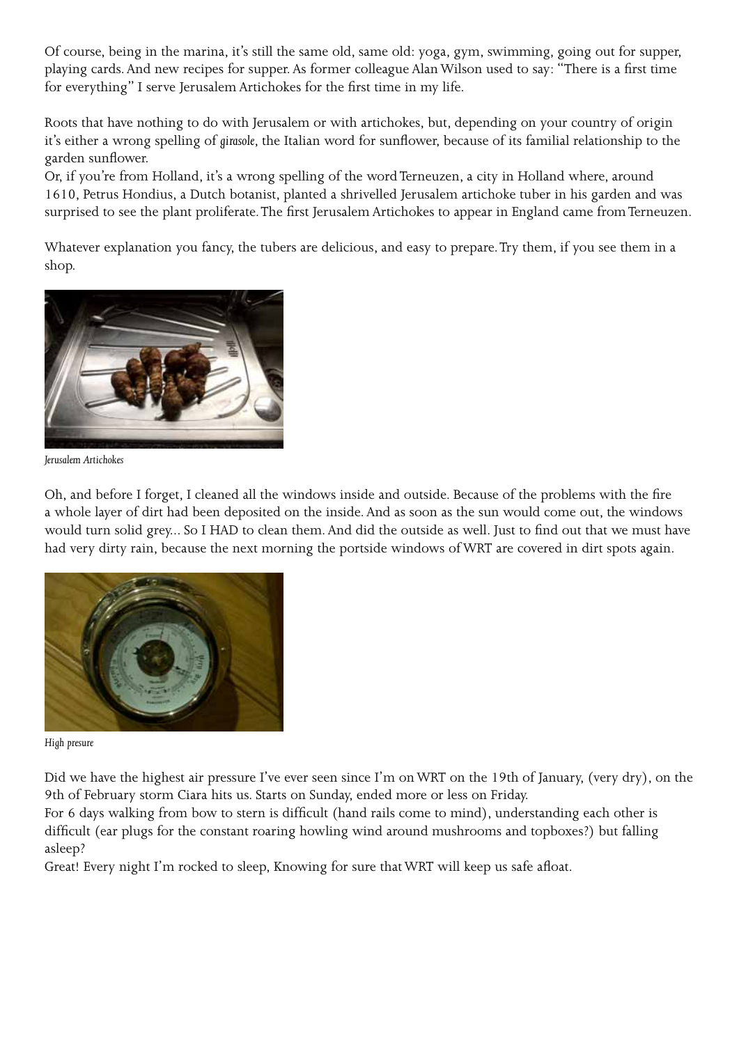Of course, being in the marina, it's still the same old, same old: yoga, gym, swimming, going out for supper, playing cards. And new recipes for supper. As former colleague Alan Wilson used to say: "There is a first time for everything" I serve Jerusalem Artichokes for the first time in my life.

Roots that have nothing to do with Jerusalem or with artichokes, but, depending on your country of origin it's either a wrong spelling of *girasole*, the Italian word for sunflower, because of its familial relationship to the garden sunflower.
Or, if you're from Holland, it's a wrong spelling of the word Terneuzen, a city in Holland where, around 1610, Petrus Hondius, a Dutch botanist, planted a shrivelled Jerusalem artichoke tuber in his garden and was surprised to see the plant proliferate. The first Jerusalem Artichokes to appear in England came from Terneuzen.

Whatever explanation you fancy, the tubers are delicious, and easy to prepare. Try them, if you see them in a shop.

*Jerusalem Artichokes*

Oh, and before I forget, I cleaned all the windows inside and outside. Because of the problems with the fire a whole layer of dirt had been deposited on the inside. And as soon as the sun would come out, the windows would turn solid grey... So I HAD to clean them. And did the outside as well. Just to find out that we must have had very dirty rain, because the next morning the portside windows of WRT are covered in dirt spots again.

*High presure*

Did we have the highest air pressure I've ever seen since I'm on WRT on the 19th of January, (very dry), on the 9th of February storm Ciara hits us. Starts on Sunday, ended more or less on Friday.
For 6 days walking from bow to stern is difficult (hand rails come to mind), understanding each other is difficult (ear plugs for the constant roaring howling wind around mushrooms and topboxes?) but falling asleep?
Great! Every night I'm rocked to sleep, Knowing for sure that WRT will keep us safe afloat.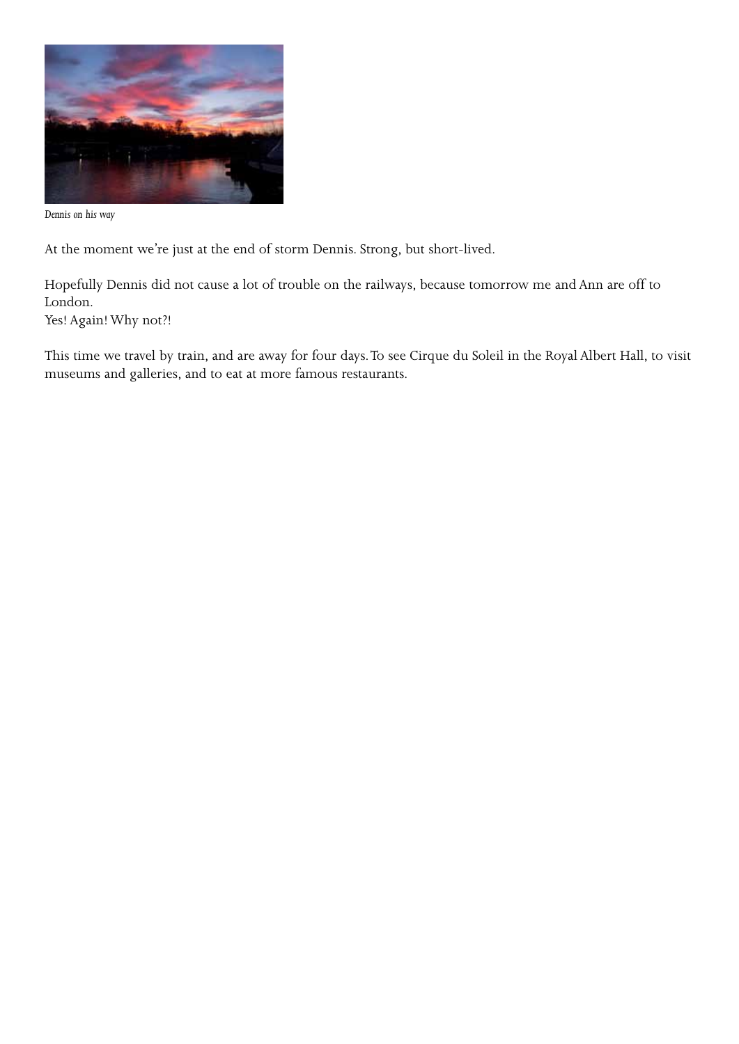*Dennis on his way*

At the moment we're just at the end of storm Dennis. Strong, but short-lived.

Hopefully Dennis did not cause a lot of trouble on the railways, because tomorrow me and Ann are off to London.
Yes! Again! Why not?!

This time we travel by train, and are away for four days. To see Cirque du Soleil in the Royal Albert Hall, to visit museums and galleries, and to eat at more famous restaurants.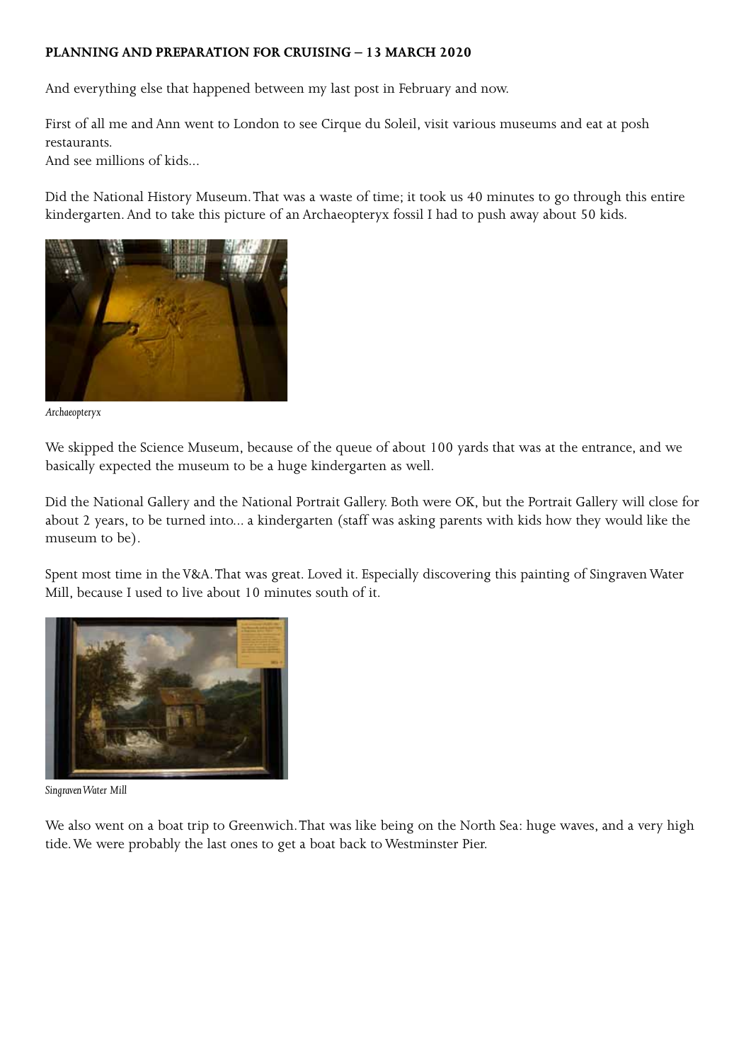**PLANNING AND PREPARATION FOR CRUISING – 13 MARCH 2020**

And everything else that happened between my last post in February and now.

First of all me and Ann went to London to see Cirque du Soleil, visit various museums and eat at posh restaurants.
And see millions of kids...

Did the National History Museum. That was a waste of time; it took us 40 minutes to go through this entire kindergarten. And to take this picture of an Archaeopteryx fossil I had to push away about 50 kids.

*Archaeopteryx*

We skipped the Science Museum, because of the queue of about 100 yards that was at the entrance, and we basically expected the museum to be a huge kindergarten as well.

Did the National Gallery and the National Portrait Gallery. Both were OK, but the Portrait Gallery will close for about 2 years, to be turned into... a kindergarten (staff was asking parents with kids how they would like the museum to be).

Spent most time in the V&A. That was great. Loved it. Especially discovering this painting of Singraven Water Mill, because I used to live about 10 minutes south of it.

*Singraven Water Mill*

We also went on a boat trip to Greenwich. That was like being on the North Sea: huge waves, and a very high tide. We were probably the last ones to get a boat back to Westminster Pier.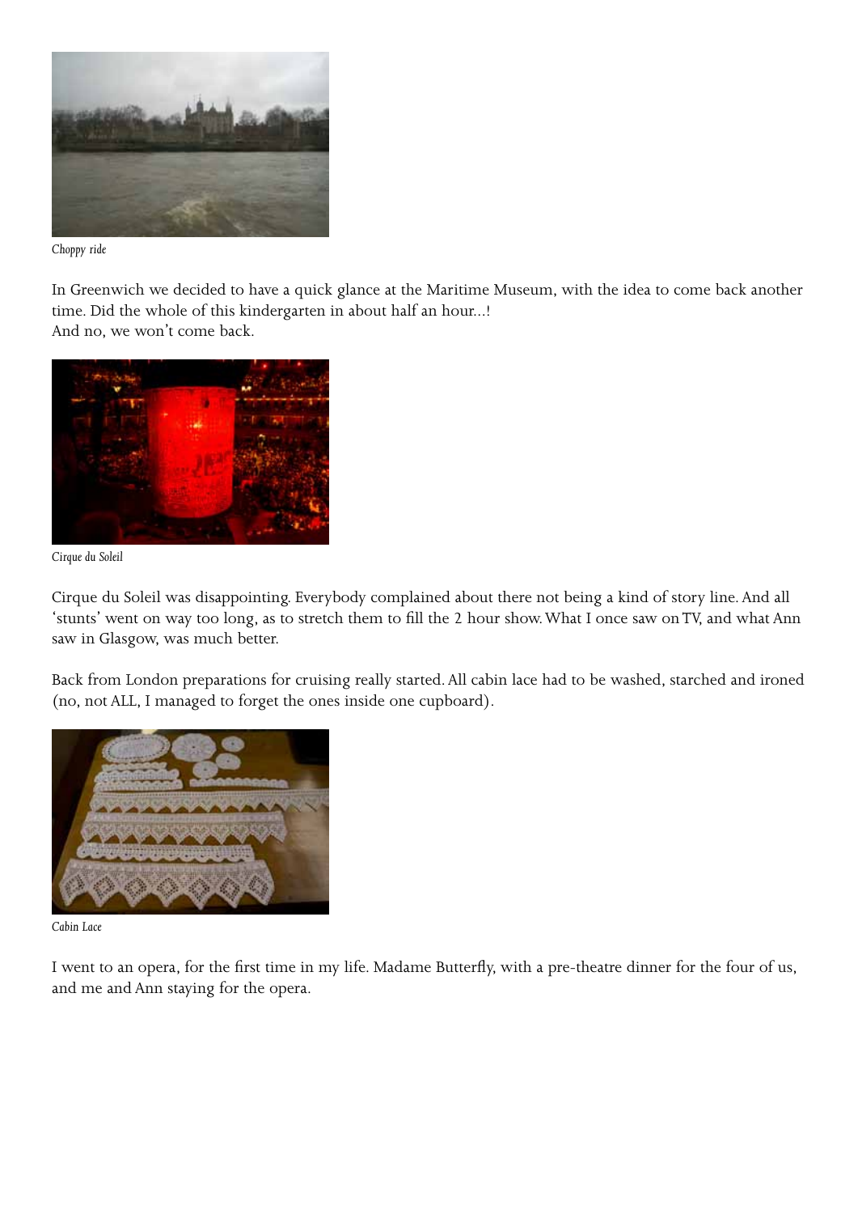*Choppy ride*

In Greenwich we decided to have a quick glance at the Maritime Museum, with the idea to come back another time. Did the whole of this kindergarten in about half an hour...!
And no, we won't come back.

*Cirque du Soleil*

Cirque du Soleil was disappointing. Everybody complained about there not being a kind of story line. And all 'stunts' went on way too long, as to stretch them to fill the 2 hour show. What I once saw on TV, and what Ann saw in Glasgow, was much better.

Back from London preparations for cruising really started. All cabin lace had to be washed, starched and ironed (no, not ALL, I managed to forget the ones inside one cupboard).

*Cabin Lace*

I went to an opera, for the first time in my life. Madame Butterfly, with a pre-theatre dinner for the four of us, and me and Ann staying for the opera.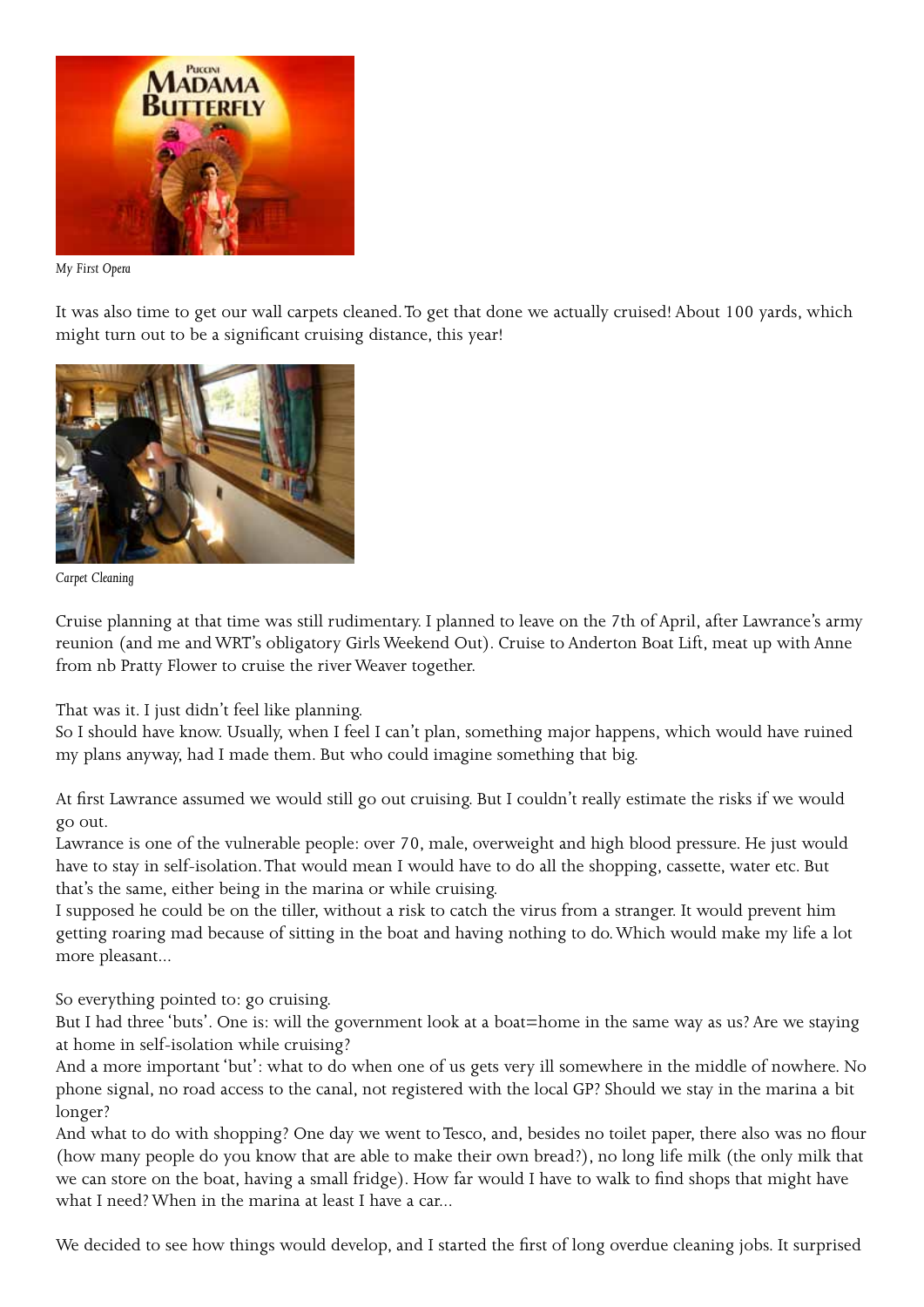*My First Opera*

It was also time to get our wall carpets cleaned. To get that done we actually cruised! About 100 yards, which might turn out to be a significant cruising distance, this year!

*Carpet Cleaning*

Cruise planning at that time was still rudimentary. I planned to leave on the 7th of April, after Lawrance's army reunion (and me and WRT's obligatory Girls Weekend Out). Cruise to Anderton Boat Lift, meat up with Anne from nb Pratty Flower to cruise the river Weaver together.

That was it. I just didn't feel like planning.
So I should have know. Usually, when I feel I can't plan, something major happens, which would have ruined my plans anyway, had I made them. But who could imagine something that big.

At first Lawrance assumed we would still go out cruising. But I couldn't really estimate the risks if we would go out.
Lawrance is one of the vulnerable people: over 70, male, overweight and high blood pressure. He just would have to stay in self-isolation. That would mean I would have to do all the shopping, cassette, water etc. But that's the same, either being in the marina or while cruising.
I supposed he could be on the tiller, without a risk to catch the virus from a stranger. It would prevent him getting roaring mad because of sitting in the boat and having nothing to do. Which would make my life a lot more pleasant...

So everything pointed to: go cruising.
But I had three 'buts'. One is: will the government look at a boat=home in the same way as us? Are we staying at home in self-isolation while cruising?
And a more important 'but': what to do when one of us gets very ill somewhere in the middle of nowhere. No phone signal, no road access to the canal, not registered with the local GP? Should we stay in the marina a bit longer?
And what to do with shopping? One day we went to Tesco, and, besides no toilet paper, there also was no flour (how many people do you know that are able to make their own bread?), no long life milk (the only milk that we can store on the boat, having a small fridge). How far would I have to walk to find shops that might have what I need? When in the marina at least I have a car...

We decided to see how things would develop, and I started the first of long overdue cleaning jobs. It surprised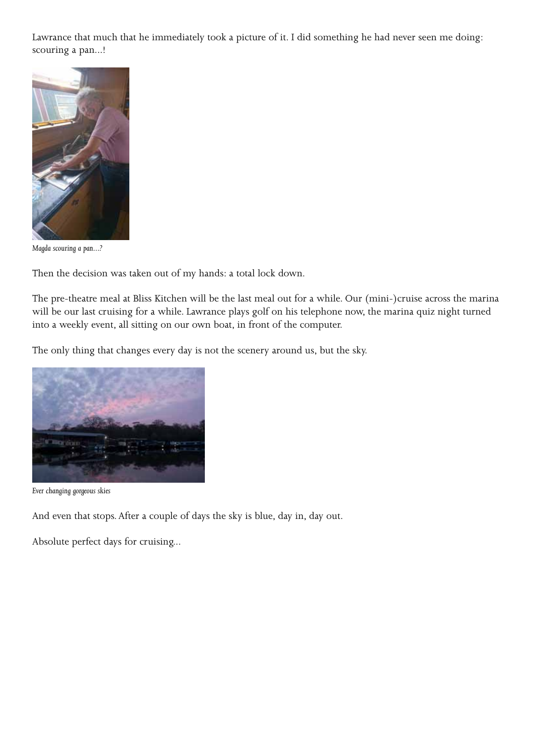Lawrance that much that he immediately took a picture of it. I did something he had never seen me doing: scouring a pan...!

*Magda scouring a pan...?*

Then the decision was taken out of my hands: a total lock down.

The pre-theatre meal at Bliss Kitchen will be the last meal out for a while. Our (mini-)cruise across the marina will be our last cruising for a while. Lawrance plays golf on his telephone now, the marina quiz night turned into a weekly event, all sitting on our own boat, in front of the computer.

The only thing that changes every day is not the scenery around us, but the sky.

*Ever changing gorgeous skies*

And even that stops. After a couple of days the sky is blue, day in, day out.

Absolute perfect days for cruising...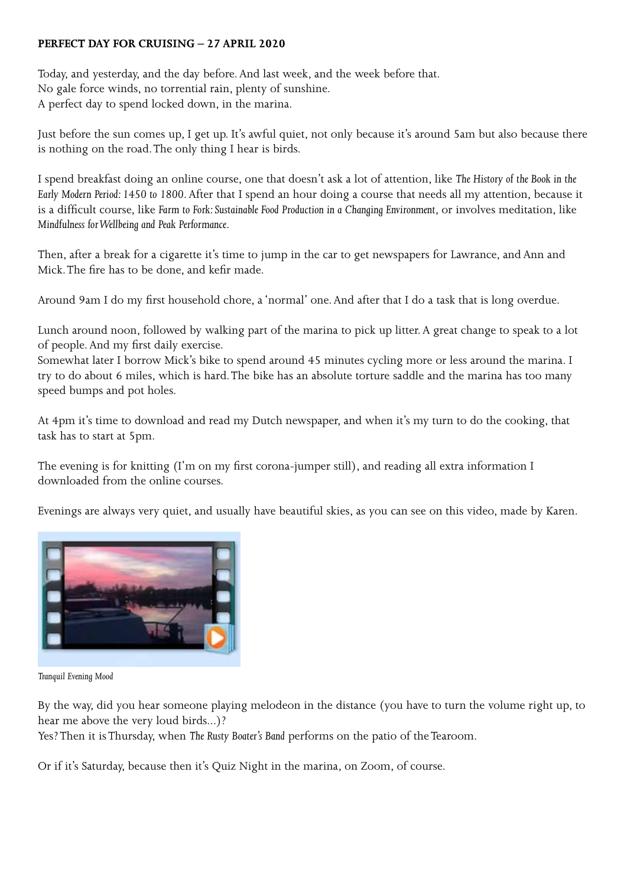**PERFECT DAY FOR CRUISING – 27 APRIL 2020**

Today, and yesterday, and the day before. And last week, and the week before that.
No gale force winds, no torrential rain, plenty of sunshine.
A perfect day to spend locked down, in the marina.

Just before the sun comes up, I get up. It's awful quiet, not only because it's around 5am but also because there is nothing on the road. The only thing I hear is birds.

I spend breakfast doing an online course, one that doesn't ask a lot of attention, like *The History of the Book in the Early Modern Period: 1450 to 1800*. After that I spend an hour doing a course that needs all my attention, because it is a difficult course, like *Farm to Fork: Sustainable Food Production in a Changing Environment*, or involves meditation, like *Mindfulness for Wellbeing and Peak Performance*.

Then, after a break for a cigarette it's time to jump in the car to get newspapers for Lawrance, and Ann and Mick. The fire has to be done, and kefir made.

Around 9am I do my first household chore, a 'normal' one. And after that I do a task that is long overdue.

Lunch around noon, followed by walking part of the marina to pick up litter. A great change to speak to a lot of people. And my first daily exercise.
Somewhat later I borrow Mick's bike to spend around 45 minutes cycling more or less around the marina. I try to do about 6 miles, which is hard. The bike has an absolute torture saddle and the marina has too many speed bumps and pot holes.

At 4pm it's time to download and read my Dutch newspaper, and when it's my turn to do the cooking, that task has to start at 5pm.

The evening is for knitting (I'm on my first corona-jumper still), and reading all extra information I downloaded from the online courses.

Evenings are always very quiet, and usually have beautiful skies, as you can see on this video, made by Karen.

*Tranquil Evening Mood*

By the way, did you hear someone playing melodeon in the distance (you have to turn the volume right up, to hear me above the very loud birds...)?
Yes? Then it is Thursday, when *The Rusty Boater's Band* performs on the patio of the Tearoom.

Or if it's Saturday, because then it's Quiz Night in the marina, on Zoom, of course.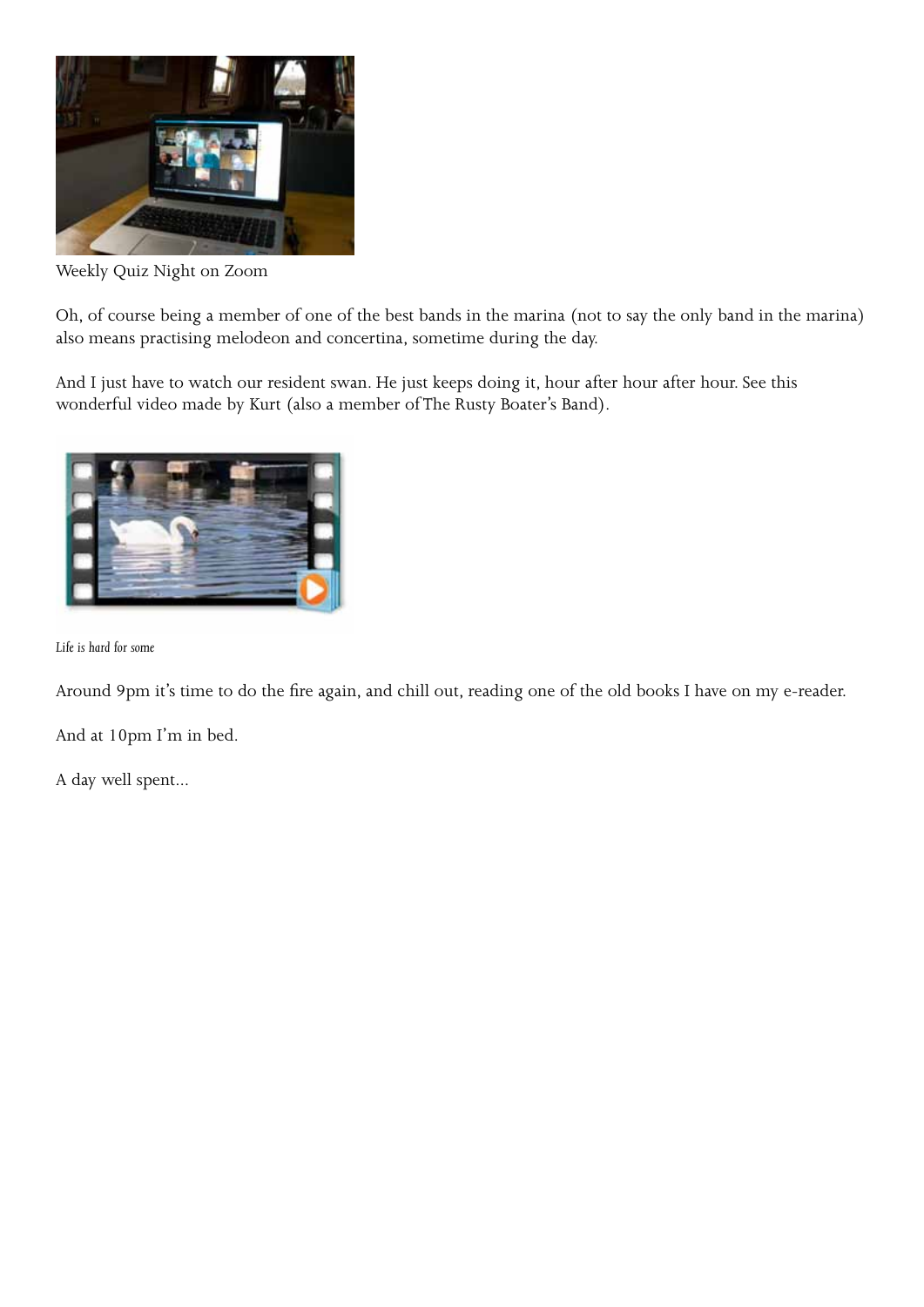Weekly Quiz Night on Zoom

Oh, of course being a member of one of the best bands in the marina (not to say the only band in the marina) also means practising melodeon and concertina, sometime during the day.

And I just have to watch our resident swan. He just keeps doing it, hour after hour after hour. See this wonderful video made by Kurt (also a member of The Rusty Boater's Band).

*Life is hard for some*

Around 9pm it's time to do the fire again, and chill out, reading one of the old books I have on my e-reader.

And at 10pm I'm in bed.

A day well spent...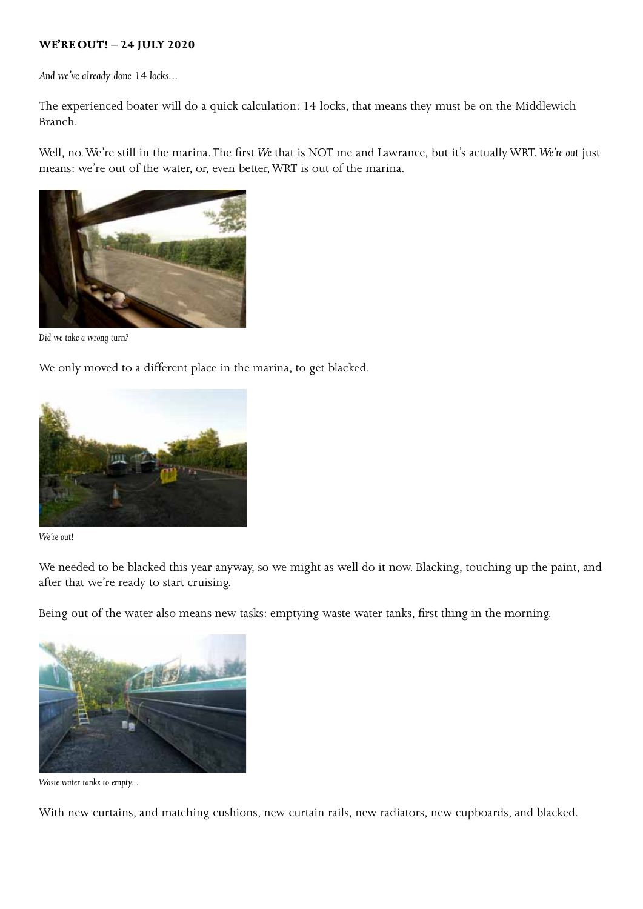**WE'RE OUT! – 24 JULY 2020**

*And we've already done 14 locks...*

The experienced boater will do a quick calculation: 14 locks, that means they must be on the Middlewich Branch.

Well, no. We're still in the marina. The first *We* that is NOT me and Lawrance, but it's actually WRT. *We're out* just means: we're out of the water, or, even better, WRT is out of the marina.

*Did we take a wrong turn?*

We only moved to a different place in the marina, to get blacked.

*We're out!*

We needed to be blacked this year anyway, so we might as well do it now. Blacking, touching up the paint, and after that we're ready to start cruising.

Being out of the water also means new tasks: emptying waste water tanks, first thing in the morning.

*Waste water tanks to empty...*

With new curtains, and matching cushions, new curtain rails, new radiators, new cupboards, and blacked.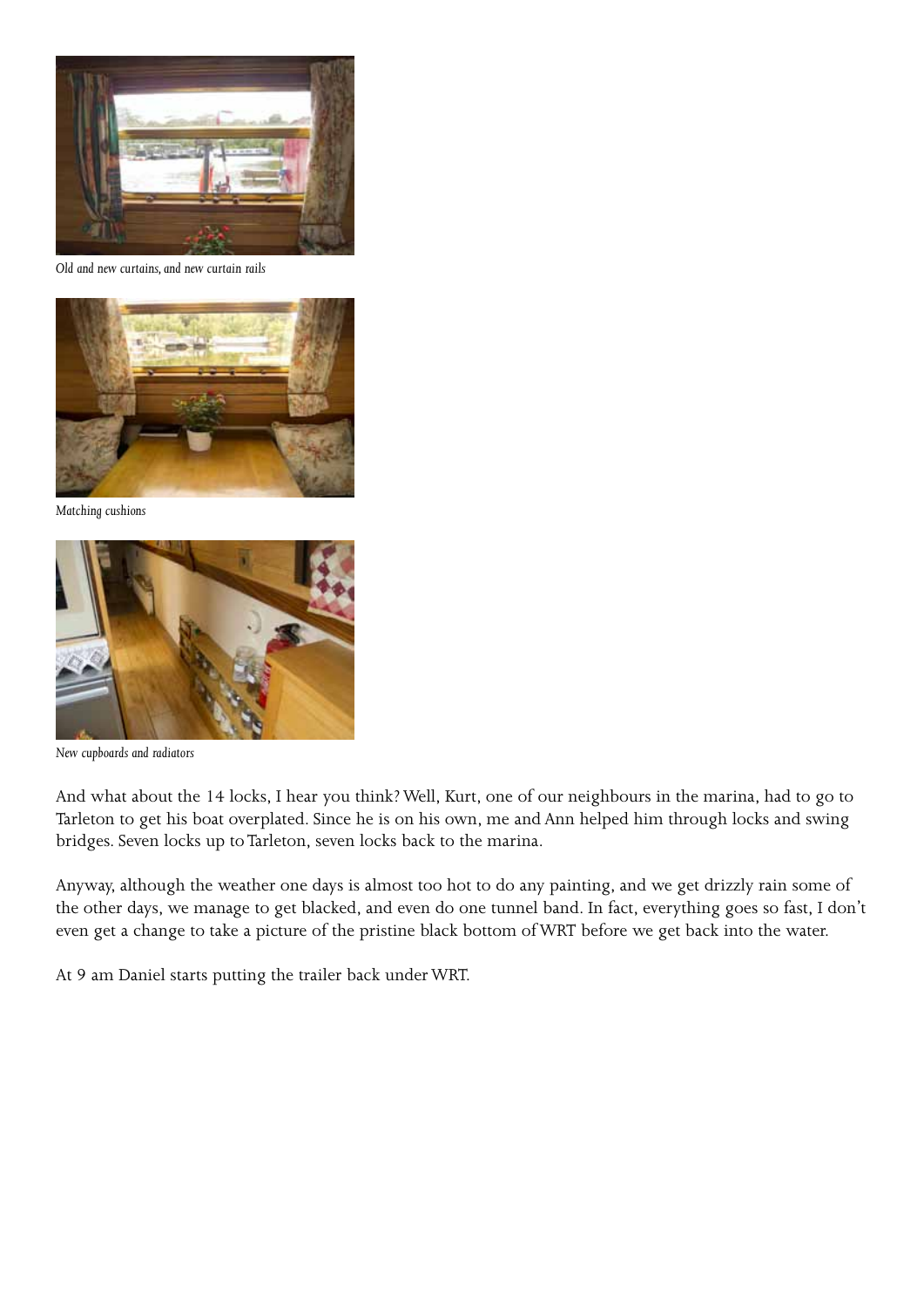*Old and new curtains, and new curtain rails*

*Matching cushions*

*New cupboards and radiators*

And what about the 14 locks, I hear you think? Well, Kurt, one of our neighbours in the marina, had to go to Tarleton to get his boat overplated. Since he is on his own, me and Ann helped him through locks and swing bridges. Seven locks up to Tarleton, seven locks back to the marina.

Anyway, although the weather one days is almost too hot to do any painting, and we get drizzly rain some of the other days, we manage to get blacked, and even do one tunnel band. In fact, everything goes so fast, I don't even get a change to take a picture of the pristine black bottom of WRT before we get back into the water.

At 9 am Daniel starts putting the trailer back under WRT.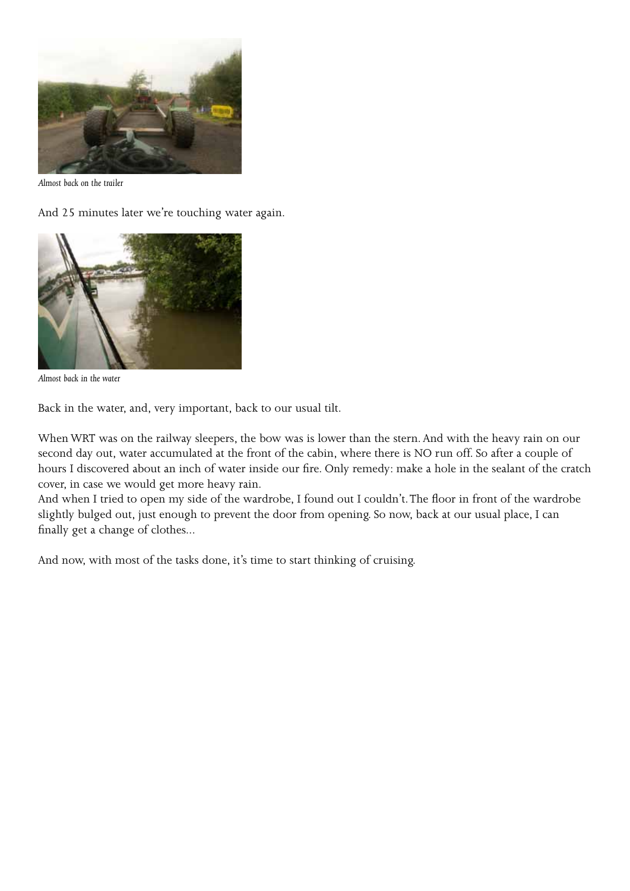*Almost back on the trailer*

And 25 minutes later we're touching water again.

*Almost back in the water*

Back in the water, and, very important, back to our usual tilt.

When WRT was on the railway sleepers, the bow was is lower than the stern. And with the heavy rain on our second day out, water accumulated at the front of the cabin, where there is NO run off. So after a couple of hours I discovered about an inch of water inside our fire. Only remedy: make a hole in the sealant of the cratch cover, in case we would get more heavy rain.
And when I tried to open my side of the wardrobe, I found out I couldn't. The floor in front of the wardrobe slightly bulged out, just enough to prevent the door from opening. So now, back at our usual place, I can finally get a change of clothes...

And now, with most of the tasks done, it's time to start thinking of cruising.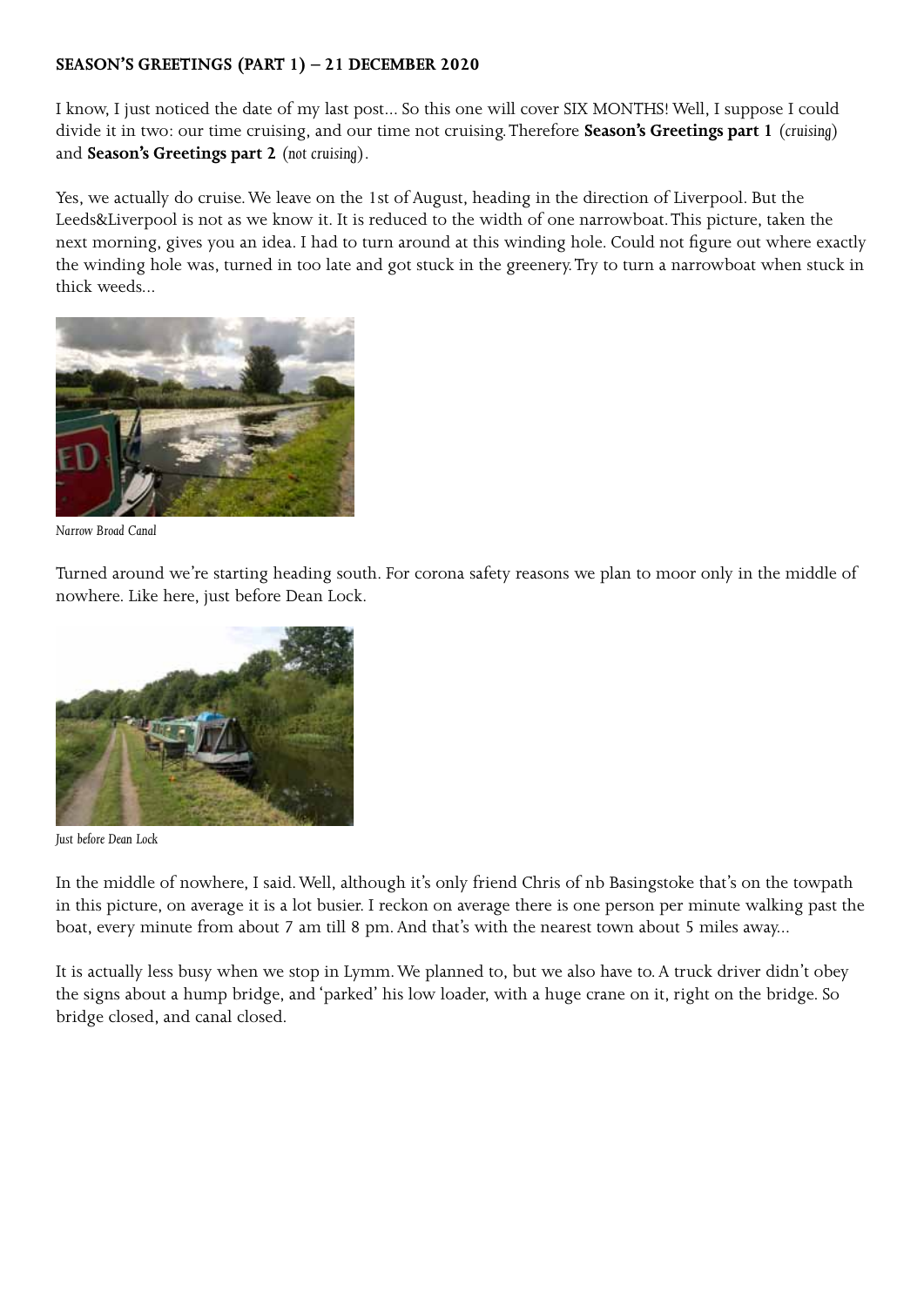**SEASON'S GREETINGS (PART 1) – 21 DECEMBER 2020**

I know, I just noticed the date of my last post... So this one will cover SIX MONTHS! Well, I suppose I could divide it in two: our time cruising, and our time not cruising. Therefore **Season's Greetings part 1** (*cruising*) and **Season's Greetings part 2** (*not cruising*).

Yes, we actually do cruise. We leave on the 1st of August, heading in the direction of Liverpool. But the Leeds&Liverpool is not as we know it. It is reduced to the width of one narrowboat. This picture, taken the next morning, gives you an idea. I had to turn around at this winding hole. Could not figure out where exactly the winding hole was, turned in too late and got stuck in the greenery. Try to turn a narrowboat when stuck in thick weeds...

*Narrow Broad Canal*

Turned around we're starting heading south. For corona safety reasons we plan to moor only in the middle of nowhere. Like here, just before Dean Lock.

*Just before Dean Lock*

In the middle of nowhere, I said. Well, although it's only friend Chris of nb Basingstoke that's on the towpath in this picture, on average it is a lot busier. I reckon on average there is one person per minute walking past the boat, every minute from about 7 am till 8 pm. And that's with the nearest town about 5 miles away...

It is actually less busy when we stop in Lymm. We planned to, but we also have to. A truck driver didn't obey the signs about a hump bridge, and 'parked' his low loader, with a huge crane on it, right on the bridge. So bridge closed, and canal closed.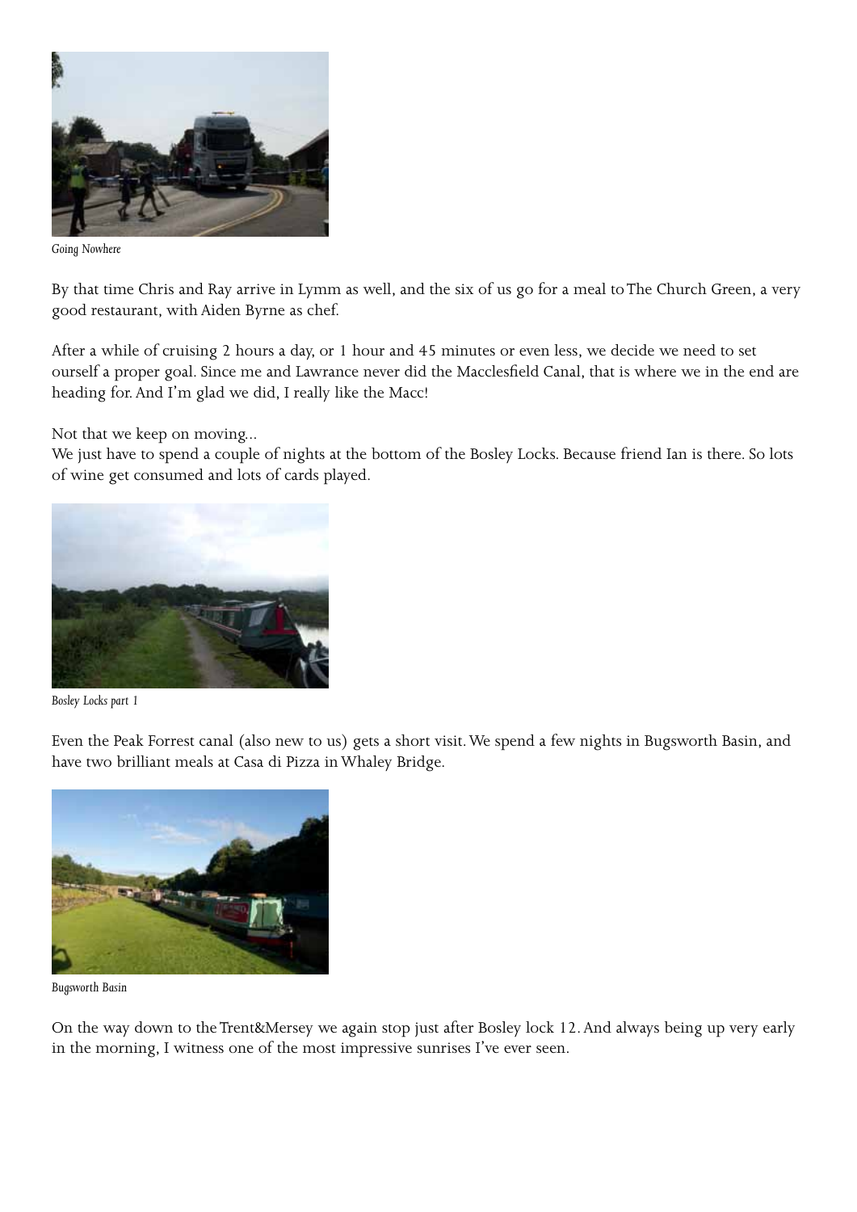*Going Nowhere*

By that time Chris and Ray arrive in Lymm as well, and the six of us go for a meal to The Church Green, a very good restaurant, with Aiden Byrne as chef.

After a while of cruising 2 hours a day, or 1 hour and 45 minutes or even less, we decide we need to set ourself a proper goal. Since me and Lawrance never did the Macclesfield Canal, that is where we in the end are heading for. And I'm glad we did, I really like the Macc!

Not that we keep on moving...
We just have to spend a couple of nights at the bottom of the Bosley Locks. Because friend Ian is there. So lots of wine get consumed and lots of cards played.

*Bosley Locks part 1*

Even the Peak Forrest canal (also new to us) gets a short visit. We spend a few nights in Bugsworth Basin, and have two brilliant meals at Casa di Pizza in Whaley Bridge.

*Bugsworth Basin*

On the way down to the Trent&Mersey we again stop just after Bosley lock 12. And always being up very early in the morning, I witness one of the most impressive sunrises I've ever seen.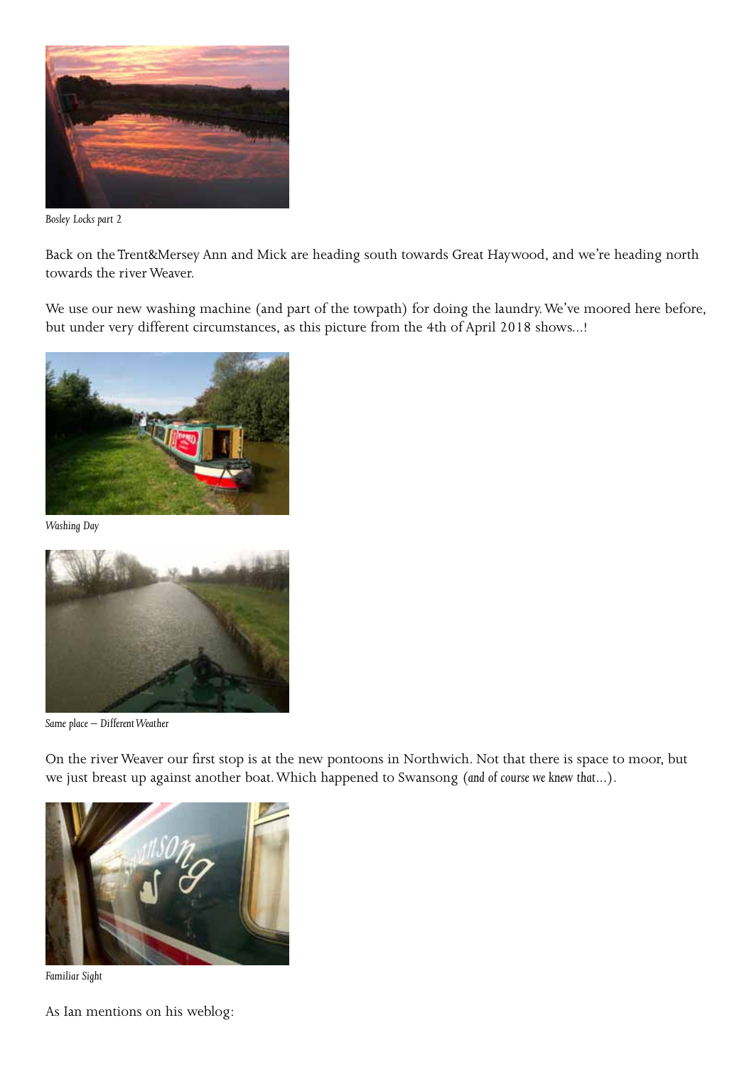*Bosley Locks part 2*

Back on the Trent&Mersey Ann and Mick are heading south towards Great Haywood, and we're heading north towards the river Weaver.

We use our new washing machine (and part of the towpath) for doing the laundry. We've moored here before, but under very different circumstances, as this picture from the 4th of April 2018 shows...!

*Washing Day*

*Same place – Different Weather*

On the river Weaver our first stop is at the new pontoons in Northwich. Not that there is space to moor, but we just breast up against another boat. Which happened to Swansong (*and of course we knew that...*).

*Familiar Sight*

As Ian mentions on his weblog: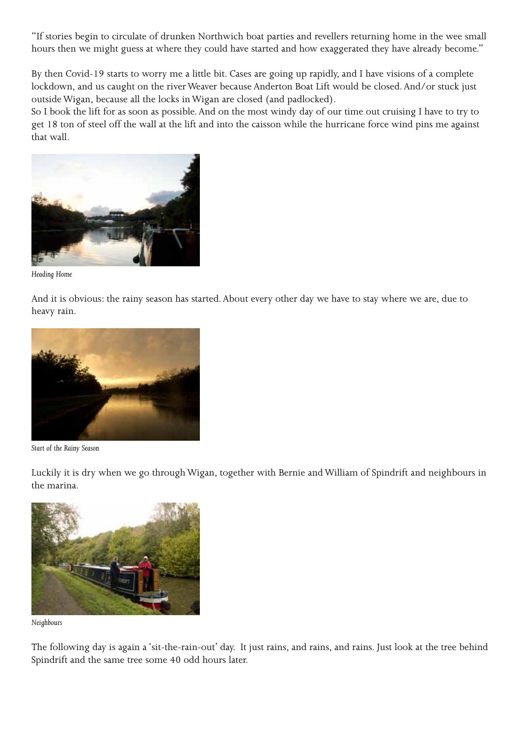"If stories begin to circulate of drunken Northwich boat parties and revellers returning home in the wee small hours then we might guess at where they could have started and how exaggerated they have already become."

By then Covid-19 starts to worry me a little bit. Cases are going up rapidly, and I have visions of a complete lockdown, and us caught on the river Weaver because Anderton Boat Lift would be closed. And/or stuck just outside Wigan, because all the locks in Wigan are closed (and padlocked).
So I book the lift for as soon as possible. And on the most windy day of our time out cruising I have to try to get 18 ton of steel off the wall at the lift and into the caisson while the hurricane force wind pins me against that wall.

*Heading Home*

And it is obvious: the rainy season has started. About every other day we have to stay where we are, due to heavy rain.

*Start of the Rainy Season*

Luckily it is dry when we go through Wigan, together with Bernie and William of Spindrift and neighbours in the marina.

*Neighbours*

The following day is again a 'sit-the-rain-out' day. It just rains, and rains, and rains. Just look at the tree behind Spindrift and the same tree some 40 odd hours later.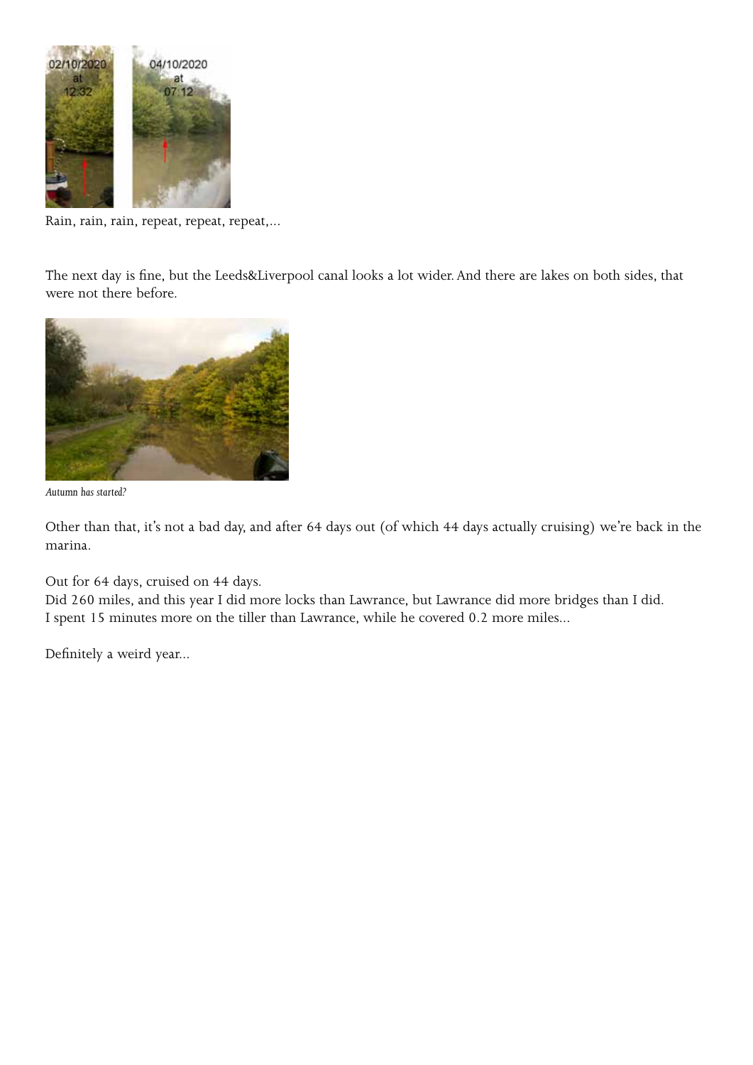Rain, rain, rain, repeat, repeat, repeat,...

The next day is fine, but the Leeds&Liverpool canal looks a lot wider. And there are lakes on both sides, that were not there before.

*Autumn has started?*

Other than that, it's not a bad day, and after 64 days out (of which 44 days actually cruising) we're back in the marina.

Out for 64 days, cruised on 44 days.
Did 260 miles, and this year I did more locks than Lawrance, but Lawrance did more bridges than I did.
I spent 15 minutes more on the tiller than Lawrance, while he covered 0.2 more miles...

Definitely a weird year...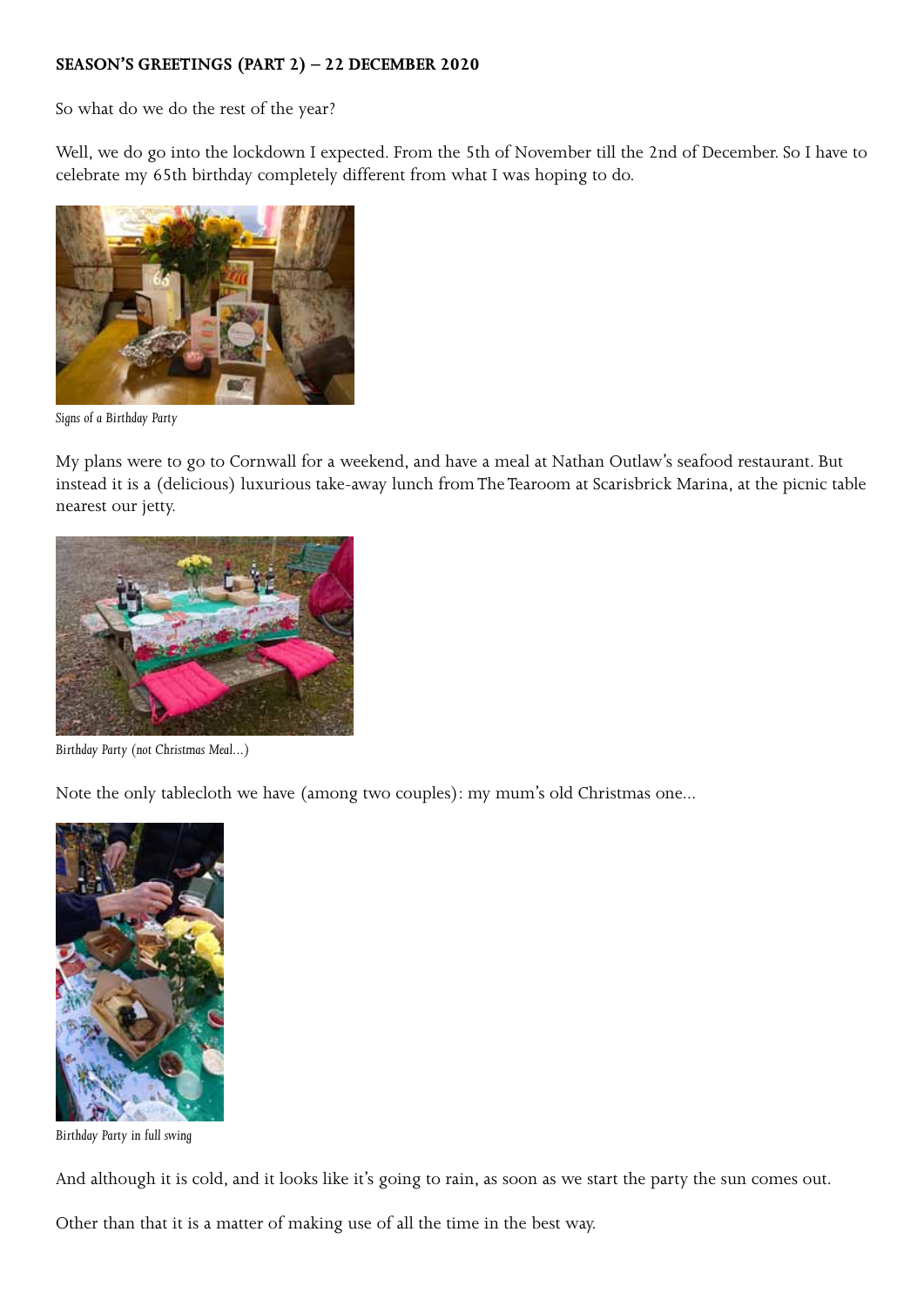**SEASON'S GREETINGS (PART 2) – 22 DECEMBER 2020**

So what do we do the rest of the year?

Well, we do go into the lockdown I expected. From the 5th of November till the 2nd of December. So I have to celebrate my 65th birthday completely different from what I was hoping to do.

*Signs of a Birthday Party*

My plans were to go to Cornwall for a weekend, and have a meal at Nathan Outlaw's seafood restaurant. But instead it is a (delicious) luxurious take-away lunch from The Tearoom at Scarisbrick Marina, at the picnic table nearest our jetty.

*Birthday Party (not Christmas Meal...)*

Note the only tablecloth we have (among two couples): my mum's old Christmas one...

*Birthday Party in full swing*

And although it is cold, and it looks like it's going to rain, as soon as we start the party the sun comes out.

Other than that it is a matter of making use of all the time in the best way.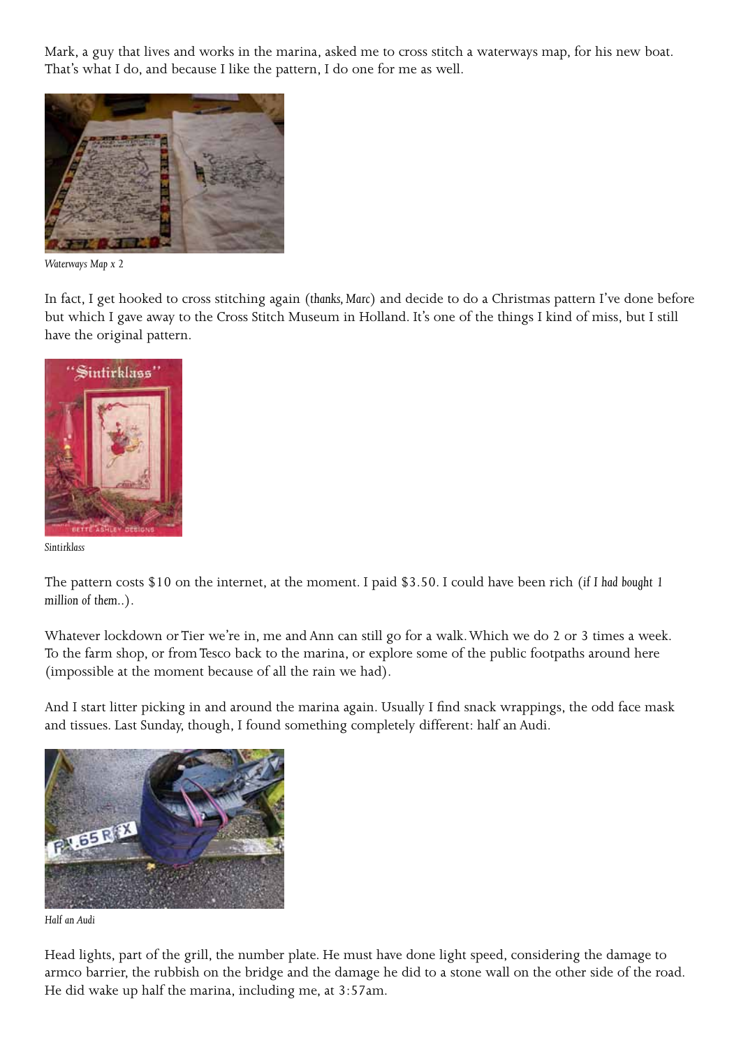Mark, a guy that lives and works in the marina, asked me to cross stitch a waterways map, for his new boat. That's what I do, and because I like the pattern, I do one for me as well.

*Waterways Map x 2*

In fact, I get hooked to cross stitching again (*thanks, Marc*) and decide to do a Christmas pattern I've done before but which I gave away to the Cross Stitch Museum in Holland. It's one of the things I kind of miss, but I still have the original pattern.

*Sintirklass*

The pattern costs $10 on the internet, at the moment. I paid $3.50. I could have been rich (*if I had bought 1 million of them..*).

Whatever lockdown or Tier we're in, me and Ann can still go for a walk. Which we do 2 or 3 times a week. To the farm shop, or from Tesco back to the marina, or explore some of the public footpaths around here (impossible at the moment because of all the rain we had).

And I start litter picking in and around the marina again. Usually I find snack wrappings, the odd face mask and tissues. Last Sunday, though, I found something completely different: half an Audi.

*Half an Audi*

Head lights, part of the grill, the number plate. He must have done light speed, considering the damage to armco barrier, the rubbish on the bridge and the damage he did to a stone wall on the other side of the road. He did wake up half the marina, including me, at 3:57am.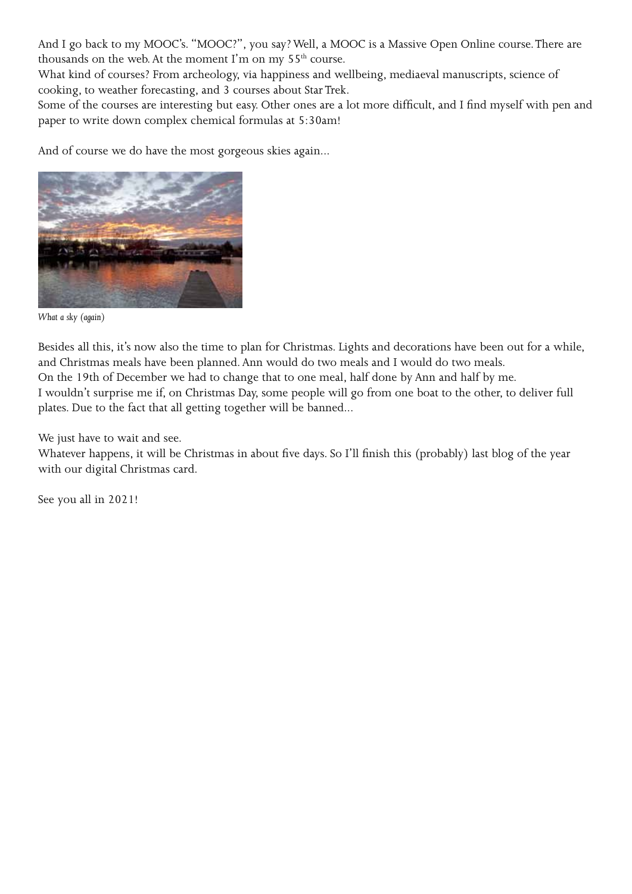And I go back to my MOOC's. "MOOC?", you say? Well, a MOOC is a Massive Open Online course. There are thousands on the web. At the moment I'm on my 55th course.
What kind of courses? From archeology, via happiness and wellbeing, mediaeval manuscripts, science of cooking, to weather forecasting, and 3 courses about Star Trek.
Some of the courses are interesting but easy. Other ones are a lot more difficult, and I find myself with pen and paper to write down complex chemical formulas at 5:30am!

And of course we do have the most gorgeous skies again...

*What a sky (again)*

Besides all this, it's now also the time to plan for Christmas. Lights and decorations have been out for a while, and Christmas meals have been planned. Ann would do two meals and I would do two meals.
On the 19th of December we had to change that to one meal, half done by Ann and half by me.
I wouldn't surprise me if, on Christmas Day, some people will go from one boat to the other, to deliver full plates. Due to the fact that all getting together will be banned...

We just have to wait and see.
Whatever happens, it will be Christmas in about five days. So I'll finish this (probably) last blog of the year with our digital Christmas card.

See you all in 2021!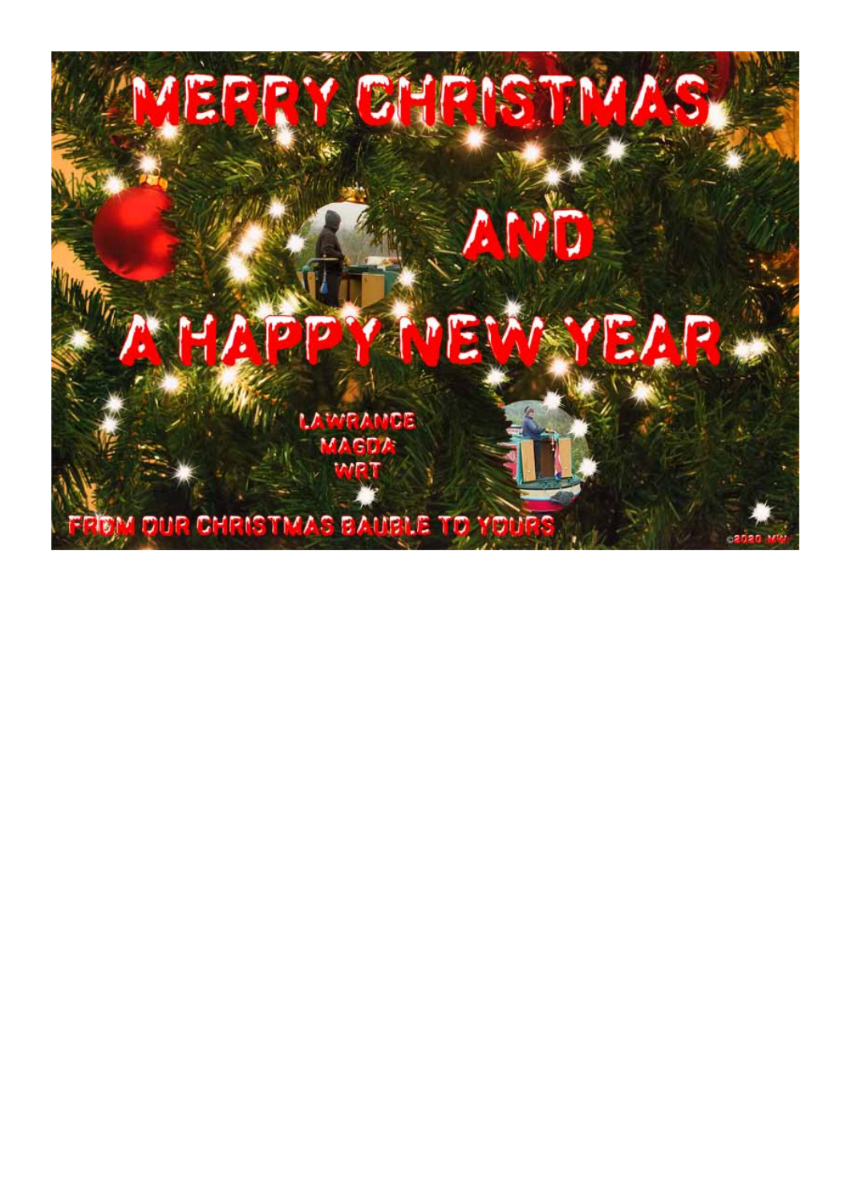MERRY CHRISTMAS

AND

A HAPPY NEW YEAR

LAWRANCE
MAGDA
WRT

FROM OUR CHRISTMAS BAUBLE TO YOURS

©2020 MW